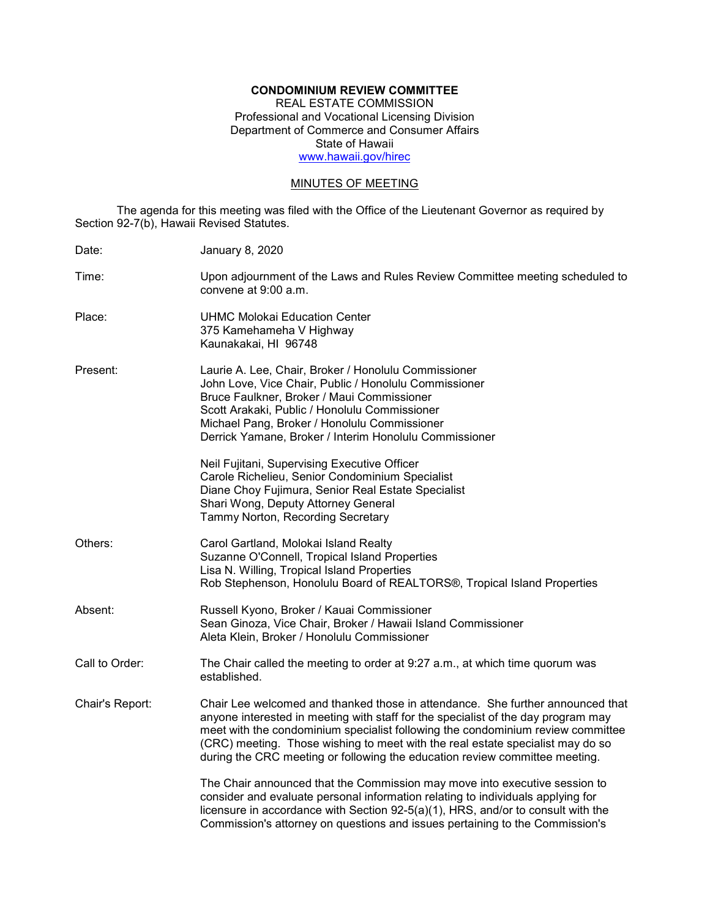**CONDOMINIUM REVIEW COMMITTEE**
REAL ESTATE COMMISSION
Professional and Vocational Licensing Division
Department of Commerce and Consumer Affairs
State of Hawaii
[www.hawaii.gov/hirec](http://www.hawaii.gov/hirec)

MINUTES OF MEETING

The agenda for this meeting was filed with the Office of the Lieutenant Governor as required by Section 92-7(b), Hawaii Revised Statutes.

Date: January 8, 2020

Time: Upon adjournment of the Laws and Rules Review Committee meeting scheduled to convene at 9:00 a.m.

Place: UHMC Molokai Education Center
375 Kamehameha V Highway
Kaunakakai, HI 96748

Present: Laurie A. Lee, Chair, Broker / Honolulu Commissioner
John Love, Vice Chair, Public / Honolulu Commissioner
Bruce Faulkner, Broker / Maui Commissioner
Scott Arakaki, Public / Honolulu Commissioner
Michael Pang, Broker / Honolulu Commissioner
Derrick Yamane, Broker / Interim Honolulu Commissioner

Neil Fujitani, Supervising Executive Officer
Carole Richelieu, Senior Condominium Specialist
Diane Choy Fujimura, Senior Real Estate Specialist
Shari Wong, Deputy Attorney General
Tammy Norton, Recording Secretary

Others: Carol Gartland, Molokai Island Realty
Suzanne O'Connell, Tropical Island Properties
Lisa N. Willing, Tropical Island Properties
Rob Stephenson, Honolulu Board of REALTORS®, Tropical Island Properties

Absent: Russell Kyono, Broker / Kauai Commissioner
Sean Ginoza, Vice Chair, Broker / Hawaii Island Commissioner
Aleta Klein, Broker / Honolulu Commissioner

Call to Order: The Chair called the meeting to order at 9:27 a.m., at which time quorum was established.

Chair's Report: Chair Lee welcomed and thanked those in attendance. She further announced that anyone interested in meeting with staff for the specialist of the day program may meet with the condominium specialist following the condominium review committee (CRC) meeting. Those wishing to meet with the real estate specialist may do so during the CRC meeting or following the education review committee meeting.

The Chair announced that the Commission may move into executive session to consider and evaluate personal information relating to individuals applying for licensure in accordance with Section 92-5(a)(1), HRS, and/or to consult with the Commission's attorney on questions and issues pertaining to the Commission's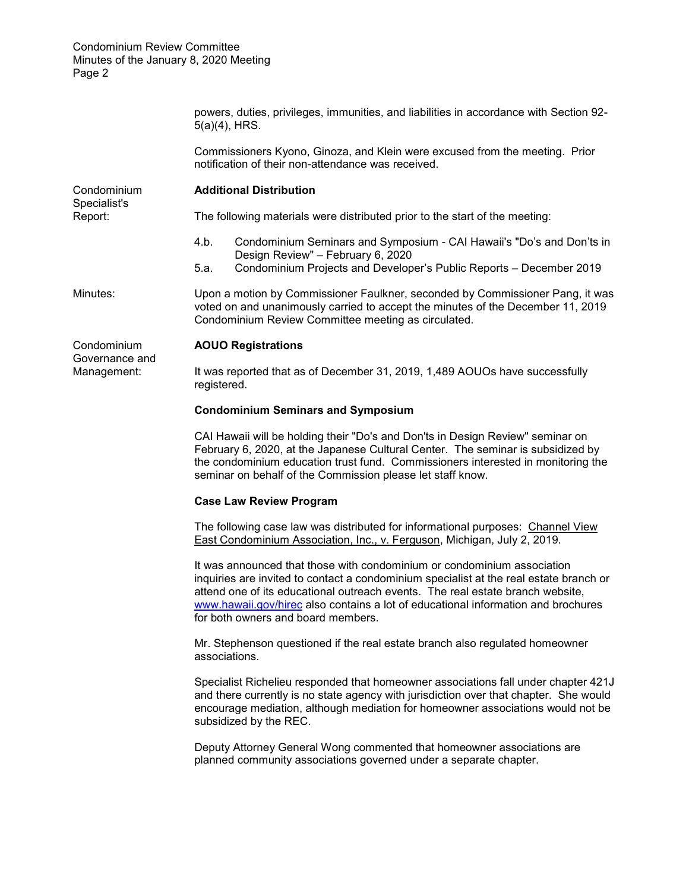powers, duties, privileges, immunities, and liabilities in accordance with Section 92-5(a)(4), HRS.

Commissioners Kyono, Ginoza, and Klein were excused from the meeting. Prior notification of their non-attendance was received.

Condominium Specialist's Report:

**Additional Distribution**

The following materials were distributed prior to the start of the meeting:

4.b. Condominium Seminars and Symposium - CAI Hawaii's "Do's and Don'ts in Design Review" – February 6, 2020

5.a. Condominium Projects and Developer's Public Reports – December 2019

Minutes:

Upon a motion by Commissioner Faulkner, seconded by Commissioner Pang, it was voted on and unanimously carried to accept the minutes of the December 11, 2019 Condominium Review Committee meeting as circulated.

Condominium Governance and Management:

**AOUO Registrations**

It was reported that as of December 31, 2019, 1,489 AOUOs have successfully registered.

**Condominium Seminars and Symposium**

CAI Hawaii will be holding their "Do's and Don'ts in Design Review" seminar on February 6, 2020, at the Japanese Cultural Center. The seminar is subsidized by the condominium education trust fund. Commissioners interested in monitoring the seminar on behalf of the Commission please let staff know.

**Case Law Review Program**

The following case law was distributed for informational purposes: Channel View East Condominium Association, Inc., v. Ferguson, Michigan, July 2, 2019.

It was announced that those with condominium or condominium association inquiries are invited to contact a condominium specialist at the real estate branch or attend one of its educational outreach events. The real estate branch website, www.hawaii.gov/hirec also contains a lot of educational information and brochures for both owners and board members.

Mr. Stephenson questioned if the real estate branch also regulated homeowner associations.

Specialist Richelieu responded that homeowner associations fall under chapter 421J and there currently is no state agency with jurisdiction over that chapter. She would encourage mediation, although mediation for homeowner associations would not be subsidized by the REC.

Deputy Attorney General Wong commented that homeowner associations are planned community associations governed under a separate chapter.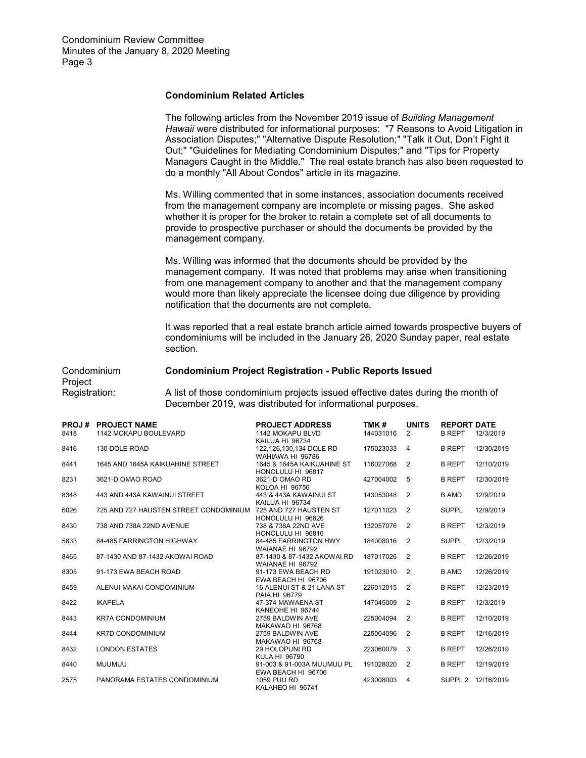### Condominium Related Articles

The following articles from the November 2019 issue of *Building Management Hawaii* were distributed for informational purposes: "7 Reasons to Avoid Litigation in Association Disputes;" "Alternative Dispute Resolution;" "Talk it Out, Don't Fight it Out;" "Guidelines for Mediating Condominium Disputes;" and "Tips for Property Managers Caught in the Middle." The real estate branch has also been requested to do a monthly "All About Condos" article in its magazine.

Ms. Willing commented that in some instances, association documents received from the management company are incomplete or missing pages. She asked whether it is proper for the broker to retain a complete set of all documents to provide to prospective purchaser or should the documents be provided by the management company.

Ms. Willing was informed that the documents should be provided by the management company. It was noted that problems may arise when transitioning from one management company to another and that the management company would more than likely appreciate the licensee doing due diligence by providing notification that the documents are not complete.

It was reported that a real estate branch article aimed towards prospective buyers of condominiums will be included in the January 26, 2020 Sunday paper, real estate section.

Condominium Project Registration:

### Condominium Project Registration - Public Reports Issued

A list of those condominium projects issued effective dates during the month of December 2019, was distributed for informational purposes.

| PROJ # | PROJECT NAME | PROJECT ADDRESS | TMK # | UNITS | REPORT | DATE |
|---|---|---|---|---|---|---|
| 8418 | 1142 MOKAPU BOULEVARD | 1142 MOKAPU BLVD KAILUA HI 96734 | 144031016 | 2 | B REPT | 12/3/2019 |
| 8416 | 130 DOLE ROAD | 122,126,130,134 DOLE RD WAHIAWA HI 96786 | 175023033 | 4 | B REPT | 12/30/2019 |
| 8441 | 1645 AND 1645A KAIKUAHINE STREET | 1645 & 1645A KAIKUAHINE ST HONOLULU HI 96817 | 116027068 | 2 | B REPT | 12/10/2019 |
| 8231 | 3621-D OMAO ROAD | 3621-D OMAO RD KOLOA HI 96756 | 427004002 | 5 | B REPT | 12/30/2019 |
| 8348 | 443 AND 443A KAWAINUI STREET | 443 & 443A KAWAINUI ST KAILUA HI 96734 | 143053048 | 2 | B AMD | 12/9/2019 |
| 6026 | 725 AND 727 HAUSTEN STREET CONDOMINIUM | 725 AND 727 HAUSTEN ST HONOLULU HI 96826 | 127011023 | 2 | SUPPL | 12/9/2019 |
| 8430 | 738 AND 738A 22ND AVENUE | 738 & 738A 22ND AVE HONOLULU HI 96816 | 132057076 | 2 | B REPT | 12/3/2019 |
| 5833 | 84-485 FARRINGTON HIGHWAY | 84-485 FARRINGTON HWY WAIANAE HI 96792 | 184008016 | 2 | SUPPL | 12/3/2019 |
| 8465 | 87-1430 AND 87-1432 AKOWAI ROAD | 87-1430 & 87-1432 AKOWAI RD WAIANAE HI 96792 | 187017026 | 2 | B REPT | 12/26/2019 |
| 8305 | 91-173 EWA BEACH ROAD | 91-173 EWA BEACH RD EWA BEACH HI 96706 | 191023010 | 2 | B AMD | 12/26/2019 |
| 8459 | ALENUI MAKAI CONDOMINIUM | 16 ALENUI ST & 21 LANA ST PAIA HI 96779 | 226012015 | 2 | B REPT | 12/23/2019 |
| 8422 | IKAPELA | 47-374 MAWAENA ST KANEOHE HI 96744 | 147045009 | 2 | B REPT | 12/3/2019 |
| 8443 | KR7A CONDOMINIUM | 2759 BALDWIN AVE MAKAWAO HI 96768 | 225004094 | 2 | B REPT | 12/10/2019 |
| 8444 | KR7D CONDOMINIUM | 2759 BALDWIN AVE MAKAWAO HI 96768 | 225004096 | 2 | B REPT | 12/16/2019 |
| 8432 | LONDON ESTATES | 29 HOLOPUNI RD KULA HI 96790 | 223060079 | 3 | B REPT | 12/26/2019 |
| 8440 | MUUMUU | 91-003 & 91-003A MUUMUU PL EWA BEACH HI 96706 | 191028020 | 2 | B REPT | 12/19/2019 |
| 2575 | PANORAMA ESTATES CONDOMINIUM | 1059 PUU RD KALAHEO HI 96741 | 423008003 | 4 | SUPPL 2 | 12/16/2019 |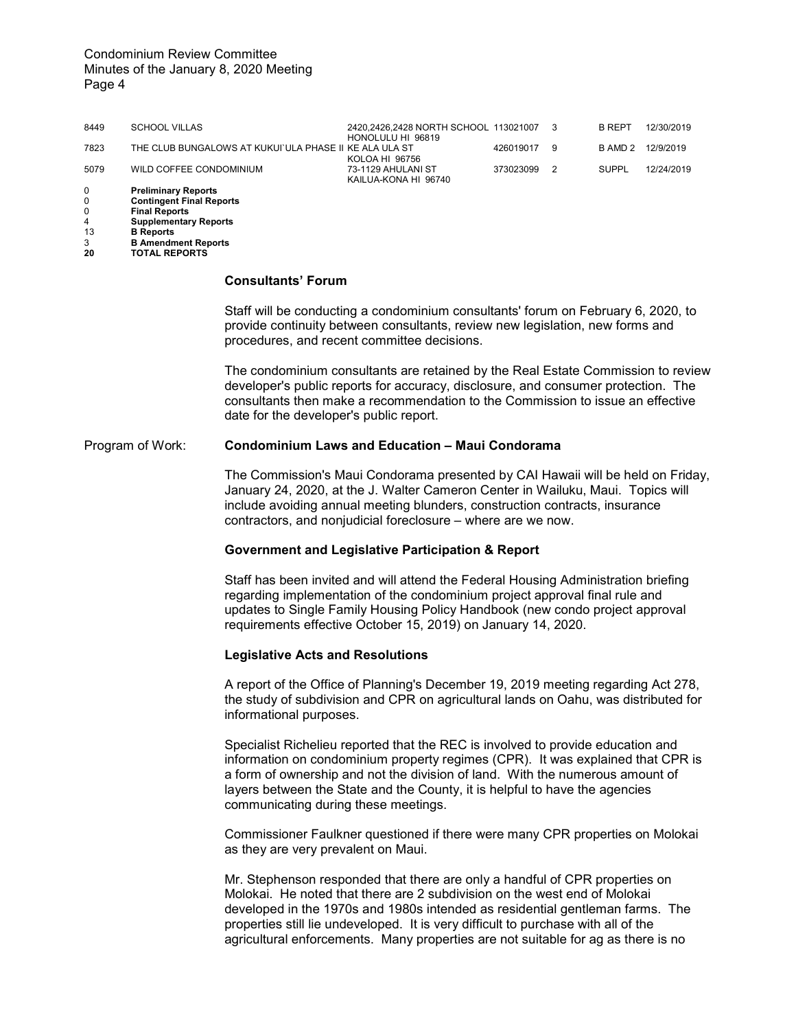| | | | | | | |
|---|---|---|---|---|---|---|
| 8449 | SCHOOL VILLAS | 2420,2426,2428 NORTH SCHOOL HONOLULU HI 96819 | 113021007 | 3 | B REPT | 12/30/2019 |
| 7823 | THE CLUB BUNGALOWS AT KUKUI`ULA PHASE II | KE ALA ULA ST KOLOA HI 96756 | 426019017 | 9 | B AMD 2 | 12/9/2019 |
| 5079 | WILD COFFEE CONDOMINIUM | 73-1129 AHULANI ST KAILUA-KONA HI 96740 | 373023099 | 2 | SUPPL | 12/24/2019 |

| | |
|---|---|
| 0 | **Preliminary Reports** |
| 0 | **Contingent Final Reports** |
| 0 | **Final Reports** |
| 4 | **Supplementary Reports** |
| 13 | **B Reports** |
| 3 | **B Amendment Reports** |
| **20** | **TOTAL REPORTS** |

**Consultants' Forum**

Staff will be conducting a condominium consultants' forum on February 6, 2020, to provide continuity between consultants, review new legislation, new forms and procedures, and recent committee decisions.

The condominium consultants are retained by the Real Estate Commission to review developer's public reports for accuracy, disclosure, and consumer protection. The consultants then make a recommendation to the Commission to issue an effective date for the developer's public report.

Program of Work: **Condominium Laws and Education – Maui Condorama**

The Commission's Maui Condorama presented by CAI Hawaii will be held on Friday, January 24, 2020, at the J. Walter Cameron Center in Wailuku, Maui. Topics will include avoiding annual meeting blunders, construction contracts, insurance contractors, and nonjudicial foreclosure – where are we now.

**Government and Legislative Participation & Report**

Staff has been invited and will attend the Federal Housing Administration briefing regarding implementation of the condominium project approval final rule and updates to Single Family Housing Policy Handbook (new condo project approval requirements effective October 15, 2019) on January 14, 2020.

**Legislative Acts and Resolutions**

A report of the Office of Planning's December 19, 2019 meeting regarding Act 278, the study of subdivision and CPR on agricultural lands on Oahu, was distributed for informational purposes.

Specialist Richelieu reported that the REC is involved to provide education and information on condominium property regimes (CPR). It was explained that CPR is a form of ownership and not the division of land. With the numerous amount of layers between the State and the County, it is helpful to have the agencies communicating during these meetings.

Commissioner Faulkner questioned if there were many CPR properties on Molokai as they are very prevalent on Maui.

Mr. Stephenson responded that there are only a handful of CPR properties on Molokai. He noted that there are 2 subdivision on the west end of Molokai developed in the 1970s and 1980s intended as residential gentleman farms. The properties still lie undeveloped. It is very difficult to purchase with all of the agricultural enforcements. Many properties are not suitable for ag as there is no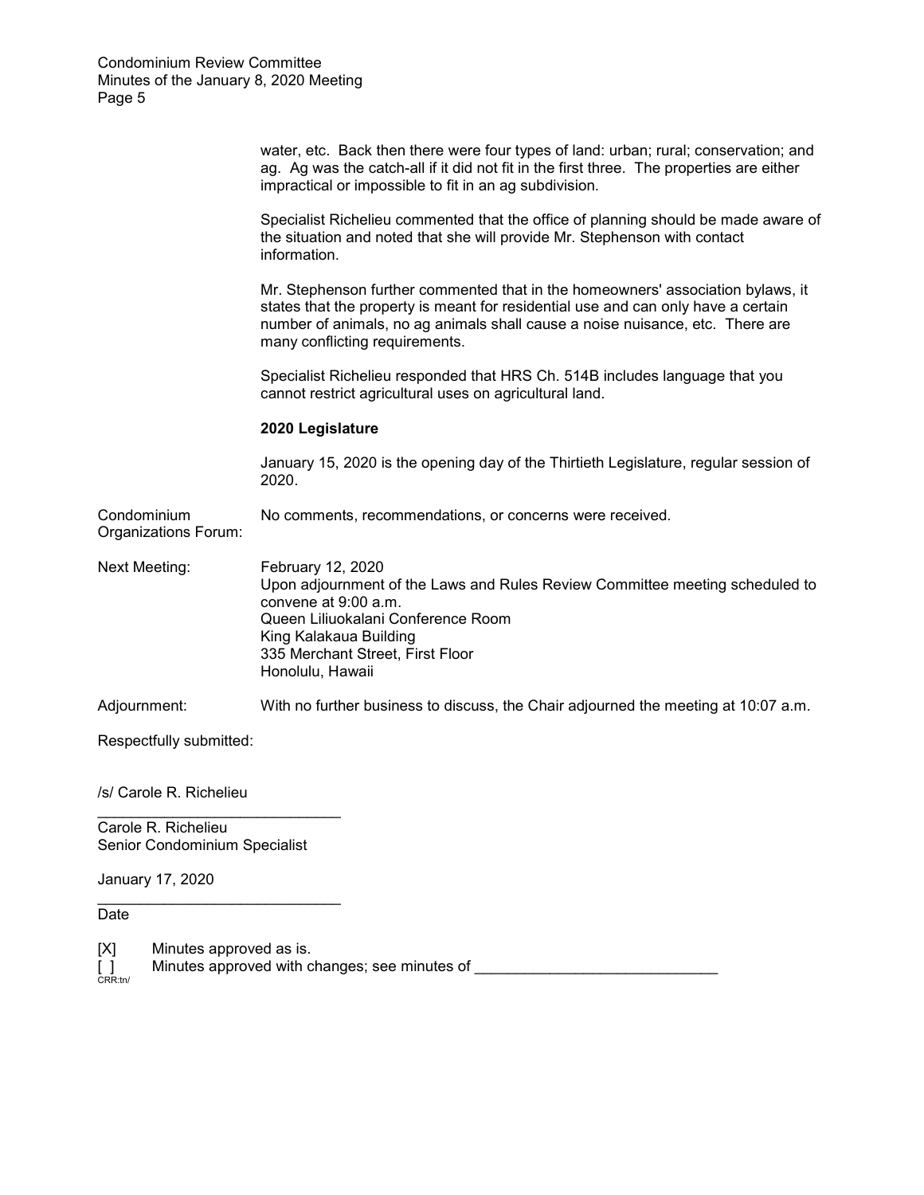water, etc. Back then there were four types of land: urban; rural; conservation; and ag. Ag was the catch-all if it did not fit in the first three. The properties are either impractical or impossible to fit in an ag subdivision.

Specialist Richelieu commented that the office of planning should be made aware of the situation and noted that she will provide Mr. Stephenson with contact information.

Mr. Stephenson further commented that in the homeowners' association bylaws, it states that the property is meant for residential use and can only have a certain number of animals, no ag animals shall cause a noise nuisance, etc. There are many conflicting requirements.

Specialist Richelieu responded that HRS Ch. 514B includes language that you cannot restrict agricultural uses on agricultural land.

**2020 Legislature**

January 15, 2020 is the opening day of the Thirtieth Legislature, regular session of 2020.

Condominium Organizations Forum: No comments, recommendations, or concerns were received.

Next Meeting: February 12, 2020
Upon adjournment of the Laws and Rules Review Committee meeting scheduled to convene at 9:00 a.m.
Queen Liliuokalani Conference Room
King Kalakaua Building
335 Merchant Street, First Floor
Honolulu, Hawaii

Adjournment: With no further business to discuss, the Chair adjourned the meeting at 10:07 a.m.

Respectfully submitted:

/s/ Carole R. Richelieu
_____________________________
Carole R. Richelieu
Senior Condominium Specialist

January 17, 2020
_____________________________
Date

[X] Minutes approved as is.
[ ] Minutes approved with changes; see minutes of _____________________________

CRR:tn/